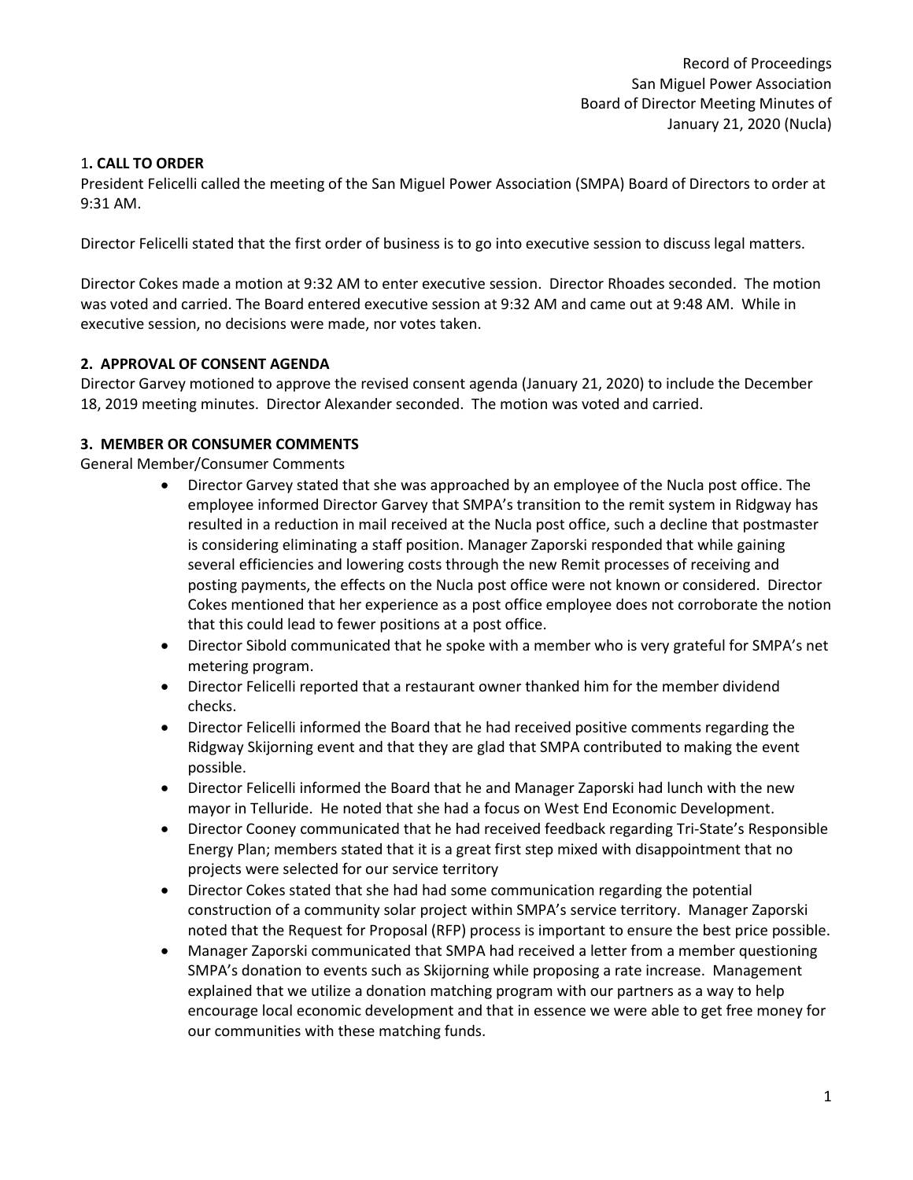Record of Proceedings
San Miguel Power Association
Board of Director Meeting Minutes of
January 21, 2020 (Nucla)

## 1. CALL TO ORDER

President Felicelli called the meeting of the San Miguel Power Association (SMPA) Board of Directors to order at 9:31 AM.

Director Felicelli stated that the first order of business is to go into executive session to discuss legal matters.

Director Cokes made a motion at 9:32 AM to enter executive session. Director Rhoades seconded. The motion was voted and carried. The Board entered executive session at 9:32 AM and came out at 9:48 AM. While in executive session, no decisions were made, nor votes taken.

## 2. APPROVAL OF CONSENT AGENDA

Director Garvey motioned to approve the revised consent agenda (January 21, 2020) to include the December 18, 2019 meeting minutes. Director Alexander seconded. The motion was voted and carried.

## 3. MEMBER OR CONSUMER COMMENTS

General Member/Consumer Comments

- Director Garvey stated that she was approached by an employee of the Nucla post office. The employee informed Director Garvey that SMPA's transition to the remit system in Ridgway has resulted in a reduction in mail received at the Nucla post office, such a decline that postmaster is considering eliminating a staff position. Manager Zaporski responded that while gaining several efficiencies and lowering costs through the new Remit processes of receiving and posting payments, the effects on the Nucla post office were not known or considered. Director Cokes mentioned that her experience as a post office employee does not corroborate the notion that this could lead to fewer positions at a post office.
- Director Sibold communicated that he spoke with a member who is very grateful for SMPA's net metering program.
- Director Felicelli reported that a restaurant owner thanked him for the member dividend checks.
- Director Felicelli informed the Board that he had received positive comments regarding the Ridgway Skijorning event and that they are glad that SMPA contributed to making the event possible.
- Director Felicelli informed the Board that he and Manager Zaporski had lunch with the new mayor in Telluride. He noted that she had a focus on West End Economic Development.
- Director Cooney communicated that he had received feedback regarding Tri-State's Responsible Energy Plan; members stated that it is a great first step mixed with disappointment that no projects were selected for our service territory
- Director Cokes stated that she had had some communication regarding the potential construction of a community solar project within SMPA's service territory. Manager Zaporski noted that the Request for Proposal (RFP) process is important to ensure the best price possible.
- Manager Zaporski communicated that SMPA had received a letter from a member questioning SMPA's donation to events such as Skijorning while proposing a rate increase. Management explained that we utilize a donation matching program with our partners as a way to help encourage local economic development and that in essence we were able to get free money for our communities with these matching funds.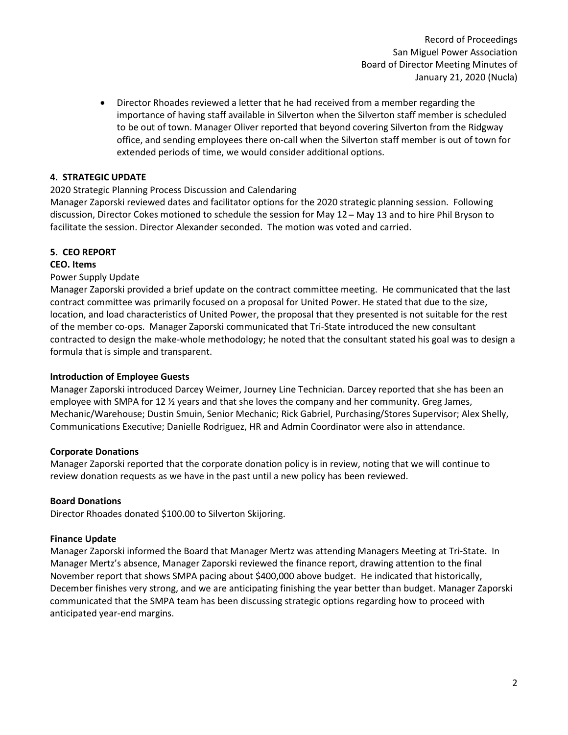- Director Rhoades reviewed a letter that he had received from a member regarding the importance of having staff available in Silverton when the Silverton staff member is scheduled to be out of town. Manager Oliver reported that beyond covering Silverton from the Ridgway office, and sending employees there on-call when the Silverton staff member is out of town for extended periods of time, we would consider additional options.

**4. STRATEGIC UPDATE**

2020 Strategic Planning Process Discussion and Calendaring

Manager Zaporski reviewed dates and facilitator options for the 2020 strategic planning session. Following discussion, Director Cokes motioned to schedule the session for May 12 – May 13 and to hire Phil Bryson to facilitate the session. Director Alexander seconded. The motion was voted and carried.

**5. CEO REPORT**

**CEO. Items**

Power Supply Update

Manager Zaporski provided a brief update on the contract committee meeting. He communicated that the last contract committee was primarily focused on a proposal for United Power. He stated that due to the size, location, and load characteristics of United Power, the proposal that they presented is not suitable for the rest of the member co-ops. Manager Zaporski communicated that Tri-State introduced the new consultant contracted to design the make-whole methodology; he noted that the consultant stated his goal was to design a formula that is simple and transparent.

**Introduction of Employee Guests**

Manager Zaporski introduced Darcey Weimer, Journey Line Technician. Darcey reported that she has been an employee with SMPA for 12 ½ years and that she loves the company and her community. Greg James, Mechanic/Warehouse; Dustin Smuin, Senior Mechanic; Rick Gabriel, Purchasing/Stores Supervisor; Alex Shelly, Communications Executive; Danielle Rodriguez, HR and Admin Coordinator were also in attendance.

**Corporate Donations**

Manager Zaporski reported that the corporate donation policy is in review, noting that we will continue to review donation requests as we have in the past until a new policy has been reviewed.

**Board Donations**

Director Rhoades donated $100.00 to Silverton Skijoring.

**Finance Update**

Manager Zaporski informed the Board that Manager Mertz was attending Managers Meeting at Tri-State. In Manager Mertz's absence, Manager Zaporski reviewed the finance report, drawing attention to the final November report that shows SMPA pacing about $400,000 above budget. He indicated that historically, December finishes very strong, and we are anticipating finishing the year better than budget. Manager Zaporski communicated that the SMPA team has been discussing strategic options regarding how to proceed with anticipated year-end margins.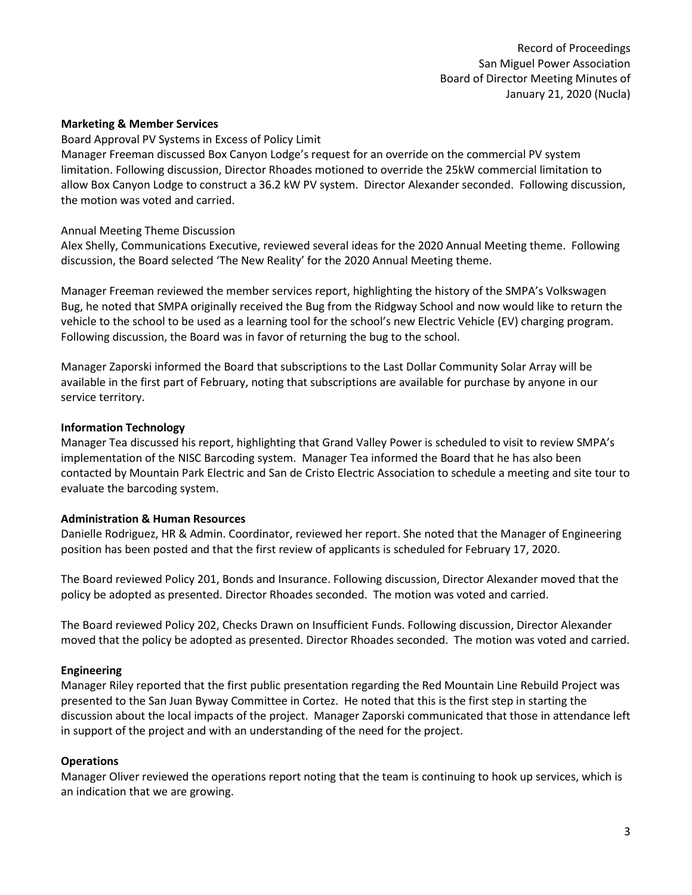**Marketing & Member Services**

Board Approval PV Systems in Excess of Policy Limit

Manager Freeman discussed Box Canyon Lodge's request for an override on the commercial PV system limitation. Following discussion, Director Rhoades motioned to override the 25kW commercial limitation to allow Box Canyon Lodge to construct a 36.2 kW PV system. Director Alexander seconded. Following discussion, the motion was voted and carried.

Annual Meeting Theme Discussion

Alex Shelly, Communications Executive, reviewed several ideas for the 2020 Annual Meeting theme. Following discussion, the Board selected 'The New Reality' for the 2020 Annual Meeting theme.

Manager Freeman reviewed the member services report, highlighting the history of the SMPA's Volkswagen Bug, he noted that SMPA originally received the Bug from the Ridgway School and now would like to return the vehicle to the school to be used as a learning tool for the school's new Electric Vehicle (EV) charging program. Following discussion, the Board was in favor of returning the bug to the school.

Manager Zaporski informed the Board that subscriptions to the Last Dollar Community Solar Array will be available in the first part of February, noting that subscriptions are available for purchase by anyone in our service territory.

**Information Technology**

Manager Tea discussed his report, highlighting that Grand Valley Power is scheduled to visit to review SMPA's implementation of the NISC Barcoding system. Manager Tea informed the Board that he has also been contacted by Mountain Park Electric and San de Cristo Electric Association to schedule a meeting and site tour to evaluate the barcoding system.

**Administration & Human Resources**

Danielle Rodriguez, HR & Admin. Coordinator, reviewed her report. She noted that the Manager of Engineering position has been posted and that the first review of applicants is scheduled for February 17, 2020.

The Board reviewed Policy 201, Bonds and Insurance. Following discussion, Director Alexander moved that the policy be adopted as presented. Director Rhoades seconded. The motion was voted and carried.

The Board reviewed Policy 202, Checks Drawn on Insufficient Funds. Following discussion, Director Alexander moved that the policy be adopted as presented. Director Rhoades seconded. The motion was voted and carried.

**Engineering**

Manager Riley reported that the first public presentation regarding the Red Mountain Line Rebuild Project was presented to the San Juan Byway Committee in Cortez. He noted that this is the first step in starting the discussion about the local impacts of the project. Manager Zaporski communicated that those in attendance left in support of the project and with an understanding of the need for the project.

**Operations**

Manager Oliver reviewed the operations report noting that the team is continuing to hook up services, which is an indication that we are growing.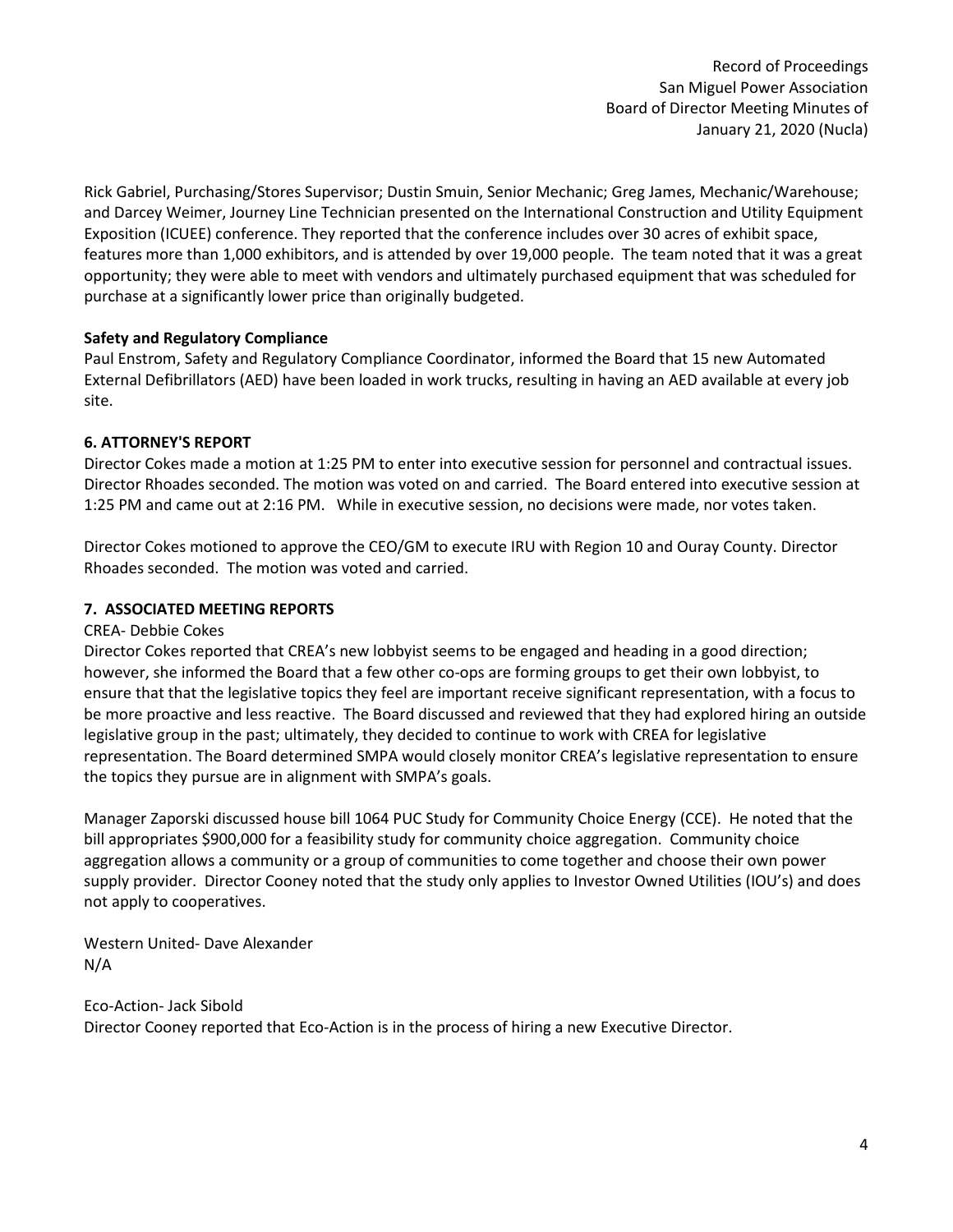Rick Gabriel, Purchasing/Stores Supervisor; Dustin Smuin, Senior Mechanic; Greg James, Mechanic/Warehouse; and Darcey Weimer, Journey Line Technician presented on the International Construction and Utility Equipment Exposition (ICUEE) conference. They reported that the conference includes over 30 acres of exhibit space, features more than 1,000 exhibitors, and is attended by over 19,000 people. The team noted that it was a great opportunity; they were able to meet with vendors and ultimately purchased equipment that was scheduled for purchase at a significantly lower price than originally budgeted.

**Safety and Regulatory Compliance**

Paul Enstrom, Safety and Regulatory Compliance Coordinator, informed the Board that 15 new Automated External Defibrillators (AED) have been loaded in work trucks, resulting in having an AED available at every job site.

### 6. ATTORNEY'S REPORT

Director Cokes made a motion at 1:25 PM to enter into executive session for personnel and contractual issues. Director Rhoades seconded. The motion was voted on and carried. The Board entered into executive session at 1:25 PM and came out at 2:16 PM. While in executive session, no decisions were made, nor votes taken.

Director Cokes motioned to approve the CEO/GM to execute IRU with Region 10 and Ouray County. Director Rhoades seconded. The motion was voted and carried.

### 7. ASSOCIATED MEETING REPORTS

CREA- Debbie Cokes

Director Cokes reported that CREA's new lobbyist seems to be engaged and heading in a good direction; however, she informed the Board that a few other co-ops are forming groups to get their own lobbyist, to ensure that that the legislative topics they feel are important receive significant representation, with a focus to be more proactive and less reactive. The Board discussed and reviewed that they had explored hiring an outside legislative group in the past; ultimately, they decided to continue to work with CREA for legislative representation. The Board determined SMPA would closely monitor CREA's legislative representation to ensure the topics they pursue are in alignment with SMPA's goals.

Manager Zaporski discussed house bill 1064 PUC Study for Community Choice Energy (CCE). He noted that the bill appropriates $900,000 for a feasibility study for community choice aggregation. Community choice aggregation allows a community or a group of communities to come together and choose their own power supply provider. Director Cooney noted that the study only applies to Investor Owned Utilities (IOU's) and does not apply to cooperatives.

Western United- Dave Alexander
N/A

Eco-Action- Jack Sibold
Director Cooney reported that Eco-Action is in the process of hiring a new Executive Director.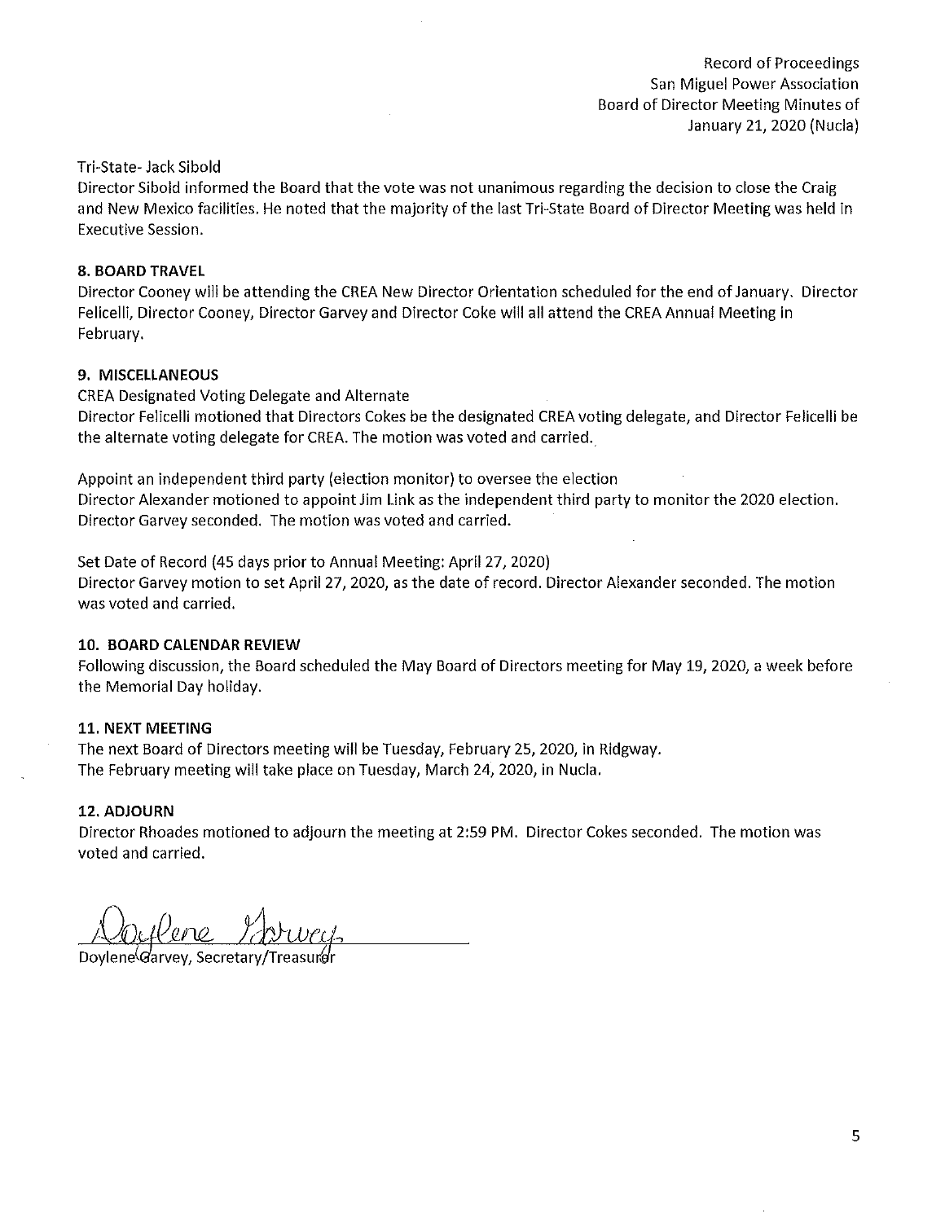Record of Proceedings
San Miguel Power Association
Board of Director Meeting Minutes of
January 21, 2020 (Nucla)

Tri-State- Jack Sibold

Director Sibold informed the Board that the vote was not unanimous regarding the decision to close the Craig and New Mexico facilities. He noted that the majority of the last Tri-State Board of Director Meeting was held in Executive Session.

## 8. BOARD TRAVEL

Director Cooney will be attending the CREA New Director Orientation scheduled for the end of January. Director Felicelli, Director Cooney, Director Garvey and Director Coke will all attend the CREA Annual Meeting in February.

## 9. MISCELLANEOUS

CREA Designated Voting Delegate and Alternate

Director Felicelli motioned that Directors Cokes be the designated CREA voting delegate, and Director Felicelli be the alternate voting delegate for CREA. The motion was voted and carried.

Appoint an independent third party (election monitor) to oversee the election

Director Alexander motioned to appoint Jim Link as the independent third party to monitor the 2020 election. Director Garvey seconded. The motion was voted and carried.

Set Date of Record (45 days prior to Annual Meeting: April 27, 2020)

Director Garvey motion to set April 27, 2020, as the date of record. Director Alexander seconded. The motion was voted and carried.

## 10. BOARD CALENDAR REVIEW

Following discussion, the Board scheduled the May Board of Directors meeting for May 19, 2020, a week before the Memorial Day holiday.

## 11. NEXT MEETING

The next Board of Directors meeting will be Tuesday, February 25, 2020, in Ridgway.
The February meeting will take place on Tuesday, March 24, 2020, in Nucla.

## 12. ADJOURN

Director Rhoades motioned to adjourn the meeting at 2:59 PM. Director Cokes seconded. The motion was voted and carried.

Doylene Garvey

Doylene Garvey, Secretary/Treasurer